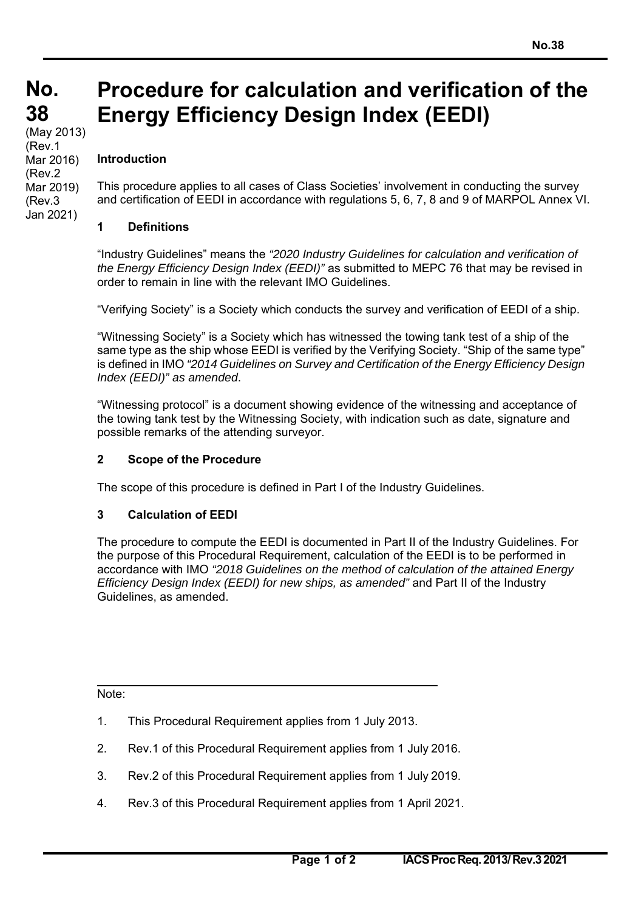# No. 38

(May 2013)
(Rev.1 Mar 2016)
(Rev.2 Mar 2019)
(Rev.3 Jan 2021)

# Procedure for calculation and verification of the Energy Efficiency Design Index (EEDI)

## Introduction

This procedure applies to all cases of Class Societies' involvement in conducting the survey and certification of EEDI in accordance with regulations 5, 6, 7, 8 and 9 of MARPOL Annex VI.

## 1 Definitions

"Industry Guidelines" means the *"2020 Industry Guidelines for calculation and verification of the Energy Efficiency Design Index (EEDI)"* as submitted to MEPC 76 that may be revised in order to remain in line with the relevant IMO Guidelines.

"Verifying Society" is a Society which conducts the survey and verification of EEDI of a ship.

"Witnessing Society" is a Society which has witnessed the towing tank test of a ship of the same type as the ship whose EEDI is verified by the Verifying Society. "Ship of the same type" is defined in IMO *"2014 Guidelines on Survey and Certification of the Energy Efficiency Design Index (EEDI)" as amended*.

"Witnessing protocol" is a document showing evidence of the witnessing and acceptance of the towing tank test by the Witnessing Society, with indication such as date, signature and possible remarks of the attending surveyor.

## 2 Scope of the Procedure

The scope of this procedure is defined in Part I of the Industry Guidelines.

## 3 Calculation of EEDI

The procedure to compute the EEDI is documented in Part II of the Industry Guidelines. For the purpose of this Procedural Requirement, calculation of the EEDI is to be performed in accordance with IMO *"2018 Guidelines on the method of calculation of the attained Energy Efficiency Design Index (EEDI) for new ships, as amended"* and Part II of the Industry Guidelines, as amended.

---

Note:

1. This Procedural Requirement applies from 1 July 2013.
2. Rev.1 of this Procedural Requirement applies from 1 July 2016.
3. Rev.2 of this Procedural Requirement applies from 1 July 2019.
4. Rev.3 of this Procedural Requirement applies from 1 April 2021.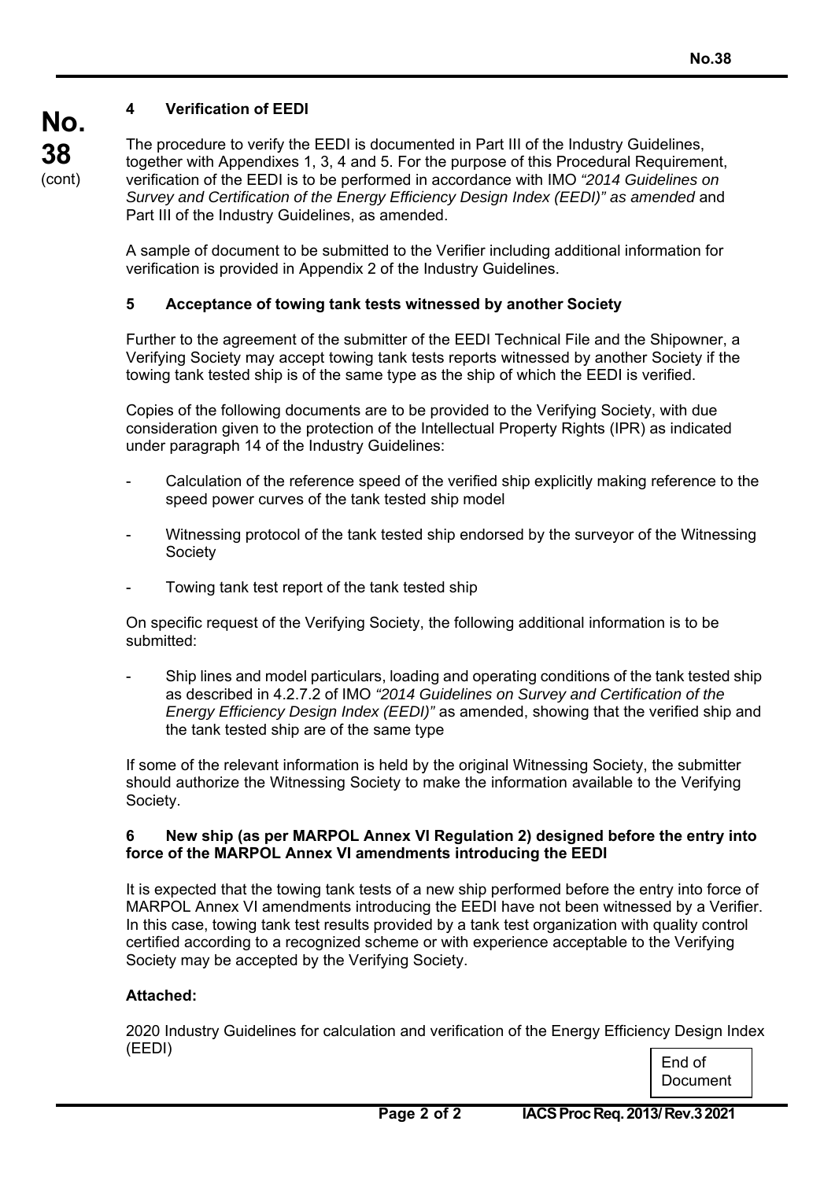## 4 Verification of EEDI

The procedure to verify the EEDI is documented in Part III of the Industry Guidelines, together with Appendixes 1, 3, 4 and 5. For the purpose of this Procedural Requirement, verification of the EEDI is to be performed in accordance with IMO *"2014 Guidelines on Survey and Certification of the Energy Efficiency Design Index (EEDI)" as amended* and Part III of the Industry Guidelines, as amended.

A sample of document to be submitted to the Verifier including additional information for verification is provided in Appendix 2 of the Industry Guidelines.

## 5 Acceptance of towing tank tests witnessed by another Society

Further to the agreement of the submitter of the EEDI Technical File and the Shipowner, a Verifying Society may accept towing tank tests reports witnessed by another Society if the towing tank tested ship is of the same type as the ship of which the EEDI is verified.

Copies of the following documents are to be provided to the Verifying Society, with due consideration given to the protection of the Intellectual Property Rights (IPR) as indicated under paragraph 14 of the Industry Guidelines:

- Calculation of the reference speed of the verified ship explicitly making reference to the speed power curves of the tank tested ship model
- Witnessing protocol of the tank tested ship endorsed by the surveyor of the Witnessing Society
- Towing tank test report of the tank tested ship

On specific request of the Verifying Society, the following additional information is to be submitted:

- Ship lines and model particulars, loading and operating conditions of the tank tested ship as described in 4.2.7.2 of IMO *"2014 Guidelines on Survey and Certification of the Energy Efficiency Design Index (EEDI)"* as amended, showing that the verified ship and the tank tested ship are of the same type

If some of the relevant information is held by the original Witnessing Society, the submitter should authorize the Witnessing Society to make the information available to the Verifying Society.

## 6 New ship (as per MARPOL Annex VI Regulation 2) designed before the entry into force of the MARPOL Annex VI amendments introducing the EEDI

It is expected that the towing tank tests of a new ship performed before the entry into force of MARPOL Annex VI amendments introducing the EEDI have not been witnessed by a Verifier. In this case, towing tank test results provided by a tank test organization with quality control certified according to a recognized scheme or with experience acceptable to the Verifying Society may be accepted by the Verifying Society.

**Attached:**

2020 Industry Guidelines for calculation and verification of the Energy Efficiency Design Index (EEDI)

End of Document